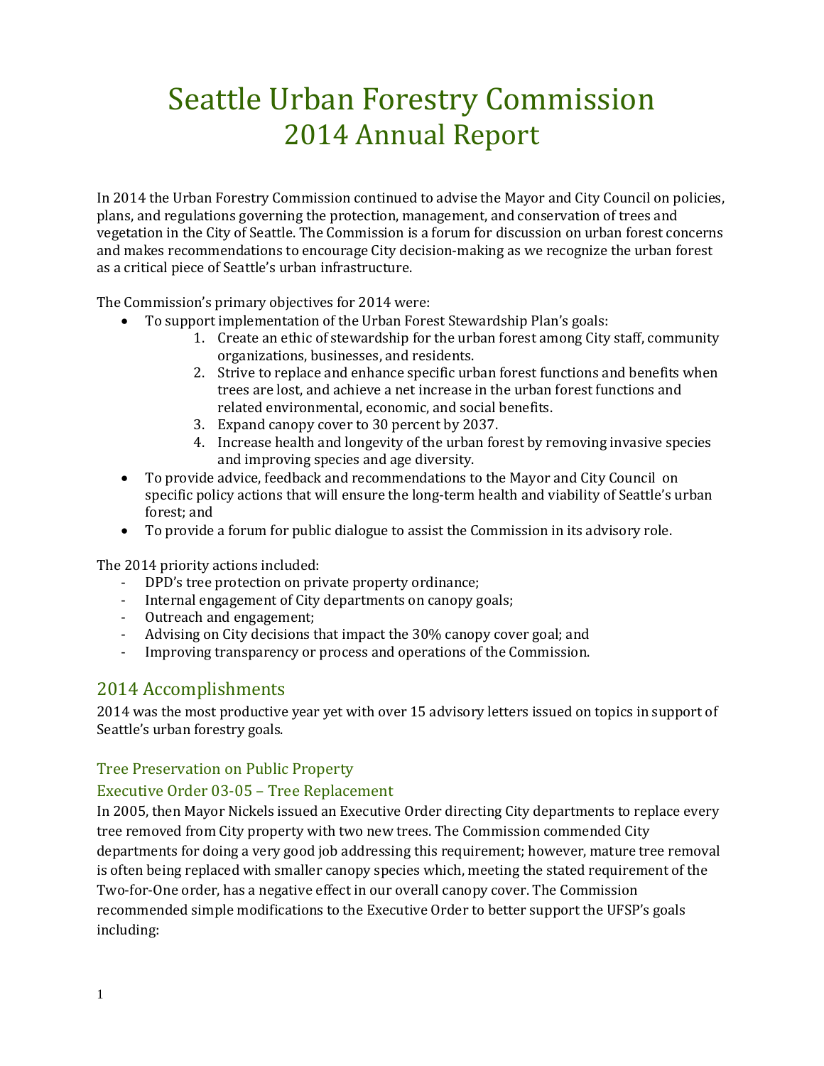# Seattle Urban Forestry Commission
# 2014 Annual Report

In 2014 the Urban Forestry Commission continued to advise the Mayor and City Council on policies, plans, and regulations governing the protection, management, and conservation of trees and vegetation in the City of Seattle. The Commission is a forum for discussion on urban forest concerns and makes recommendations to encourage City decision-making as we recognize the urban forest as a critical piece of Seattle's urban infrastructure.

The Commission's primary objectives for 2014 were:

- To support implementation of the Urban Forest Stewardship Plan's goals:
    1. Create an ethic of stewardship for the urban forest among City staff, community organizations, businesses, and residents.
    2. Strive to replace and enhance specific urban forest functions and benefits when trees are lost, and achieve a net increase in the urban forest functions and related environmental, economic, and social benefits.
    3. Expand canopy cover to 30 percent by 2037.
    4. Increase health and longevity of the urban forest by removing invasive species and improving species and age diversity.
- To provide advice, feedback and recommendations to the Mayor and City Council on specific policy actions that will ensure the long-term health and viability of Seattle's urban forest; and
- To provide a forum for public dialogue to assist the Commission in its advisory role.

The 2014 priority actions included:

- DPD's tree protection on private property ordinance;
- Internal engagement of City departments on canopy goals;
- Outreach and engagement;
- Advising on City decisions that impact the 30% canopy cover goal; and
- Improving transparency or process and operations of the Commission.

## 2014 Accomplishments

2014 was the most productive year yet with over 15 advisory letters issued on topics in support of Seattle's urban forestry goals.

### Tree Preservation on Public Property

### Executive Order 03-05 – Tree Replacement

In 2005, then Mayor Nickels issued an Executive Order directing City departments to replace every tree removed from City property with two new trees. The Commission commended City departments for doing a very good job addressing this requirement; however, mature tree removal is often being replaced with smaller canopy species which, meeting the stated requirement of the Two-for-One order, has a negative effect in our overall canopy cover. The Commission recommended simple modifications to the Executive Order to better support the UFSP's goals including: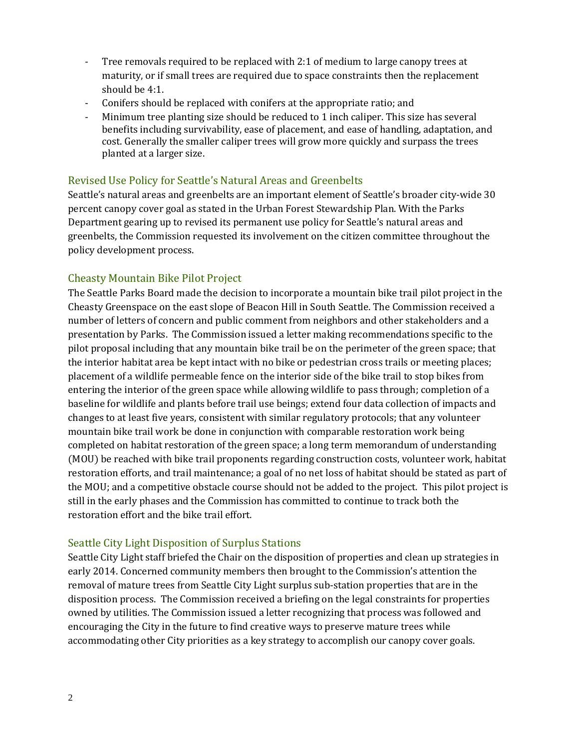- Tree removals required to be replaced with 2:1 of medium to large canopy trees at maturity, or if small trees are required due to space constraints then the replacement should be 4:1.
- Conifers should be replaced with conifers at the appropriate ratio; and
- Minimum tree planting size should be reduced to 1 inch caliper. This size has several benefits including survivability, ease of placement, and ease of handling, adaptation, and cost. Generally the smaller caliper trees will grow more quickly and surpass the trees planted at a larger size.

## Revised Use Policy for Seattle's Natural Areas and Greenbelts

Seattle's natural areas and greenbelts are an important element of Seattle's broader city-wide 30 percent canopy cover goal as stated in the Urban Forest Stewardship Plan. With the Parks Department gearing up to revised its permanent use policy for Seattle's natural areas and greenbelts, the Commission requested its involvement on the citizen committee throughout the policy development process.

## Cheasty Mountain Bike Pilot Project

The Seattle Parks Board made the decision to incorporate a mountain bike trail pilot project in the Cheasty Greenspace on the east slope of Beacon Hill in South Seattle. The Commission received a number of letters of concern and public comment from neighbors and other stakeholders and a presentation by Parks. The Commission issued a letter making recommendations specific to the pilot proposal including that any mountain bike trail be on the perimeter of the green space; that the interior habitat area be kept intact with no bike or pedestrian cross trails or meeting places; placement of a wildlife permeable fence on the interior side of the bike trail to stop bikes from entering the interior of the green space while allowing wildlife to pass through; completion of a baseline for wildlife and plants before trail use beings; extend four data collection of impacts and changes to at least five years, consistent with similar regulatory protocols; that any volunteer mountain bike trail work be done in conjunction with comparable restoration work being completed on habitat restoration of the green space; a long term memorandum of understanding (MOU) be reached with bike trail proponents regarding construction costs, volunteer work, habitat restoration efforts, and trail maintenance; a goal of no net loss of habitat should be stated as part of the MOU; and a competitive obstacle course should not be added to the project. This pilot project is still in the early phases and the Commission has committed to continue to track both the restoration effort and the bike trail effort.

## Seattle City Light Disposition of Surplus Stations

Seattle City Light staff briefed the Chair on the disposition of properties and clean up strategies in early 2014. Concerned community members then brought to the Commission's attention the removal of mature trees from Seattle City Light surplus sub-station properties that are in the disposition process. The Commission received a briefing on the legal constraints for properties owned by utilities. The Commission issued a letter recognizing that process was followed and encouraging the City in the future to find creative ways to preserve mature trees while accommodating other City priorities as a key strategy to accomplish our canopy cover goals.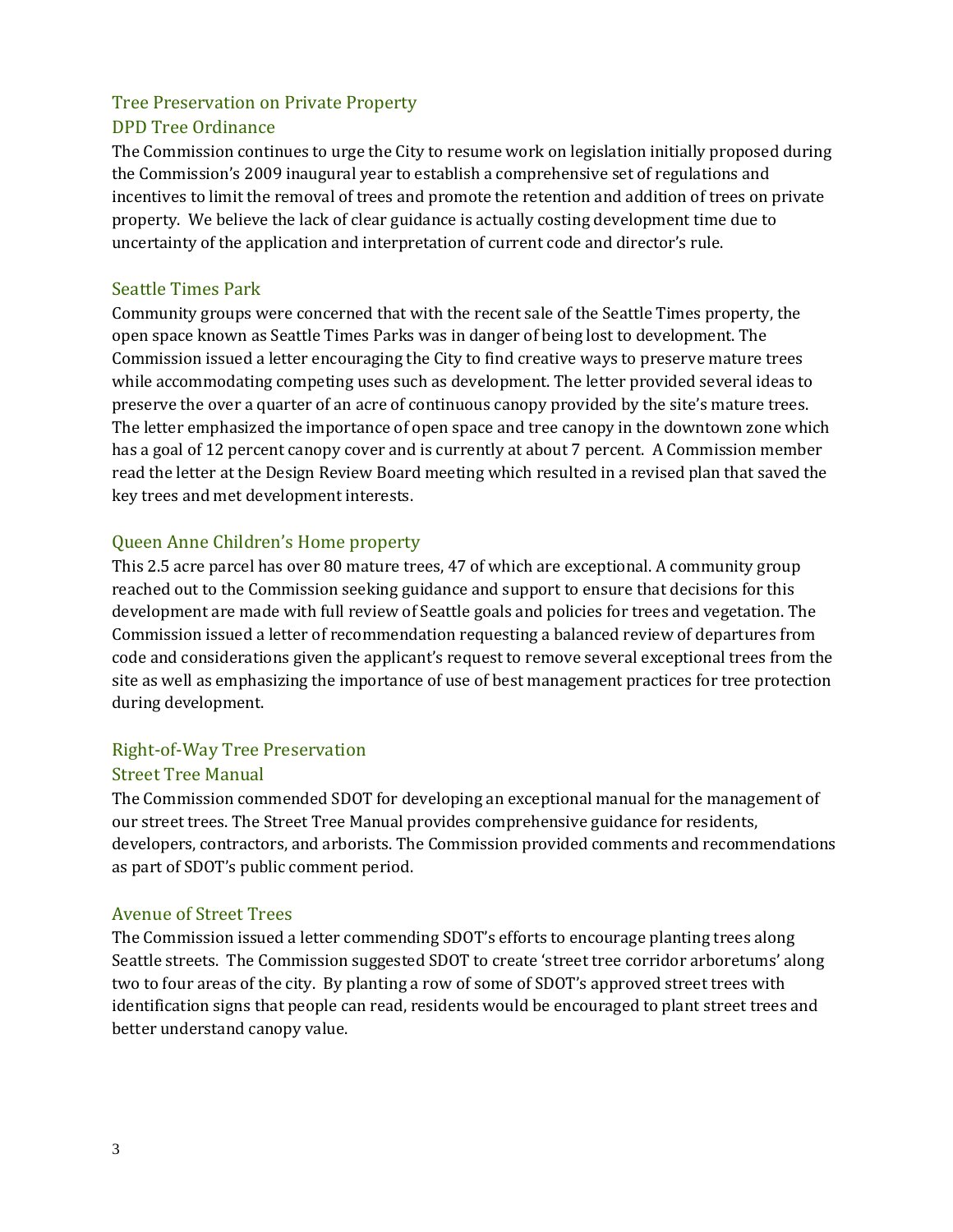## Tree Preservation on Private Property

### DPD Tree Ordinance

The Commission continues to urge the City to resume work on legislation initially proposed during the Commission's 2009 inaugural year to establish a comprehensive set of regulations and incentives to limit the removal of trees and promote the retention and addition of trees on private property. We believe the lack of clear guidance is actually costing development time due to uncertainty of the application and interpretation of current code and director's rule.

### Seattle Times Park

Community groups were concerned that with the recent sale of the Seattle Times property, the open space known as Seattle Times Parks was in danger of being lost to development. The Commission issued a letter encouraging the City to find creative ways to preserve mature trees while accommodating competing uses such as development. The letter provided several ideas to preserve the over a quarter of an acre of continuous canopy provided by the site's mature trees. The letter emphasized the importance of open space and tree canopy in the downtown zone which has a goal of 12 percent canopy cover and is currently at about 7 percent. A Commission member read the letter at the Design Review Board meeting which resulted in a revised plan that saved the key trees and met development interests.

### Queen Anne Children's Home property

This 2.5 acre parcel has over 80 mature trees, 47 of which are exceptional. A community group reached out to the Commission seeking guidance and support to ensure that decisions for this development are made with full review of Seattle goals and policies for trees and vegetation. The Commission issued a letter of recommendation requesting a balanced review of departures from code and considerations given the applicant's request to remove several exceptional trees from the site as well as emphasizing the importance of use of best management practices for tree protection during development.

## Right-of-Way Tree Preservation

### Street Tree Manual

The Commission commended SDOT for developing an exceptional manual for the management of our street trees. The Street Tree Manual provides comprehensive guidance for residents, developers, contractors, and arborists. The Commission provided comments and recommendations as part of SDOT's public comment period.

### Avenue of Street Trees

The Commission issued a letter commending SDOT's efforts to encourage planting trees along Seattle streets. The Commission suggested SDOT to create 'street tree corridor arboretums' along two to four areas of the city. By planting a row of some of SDOT's approved street trees with identification signs that people can read, residents would be encouraged to plant street trees and better understand canopy value.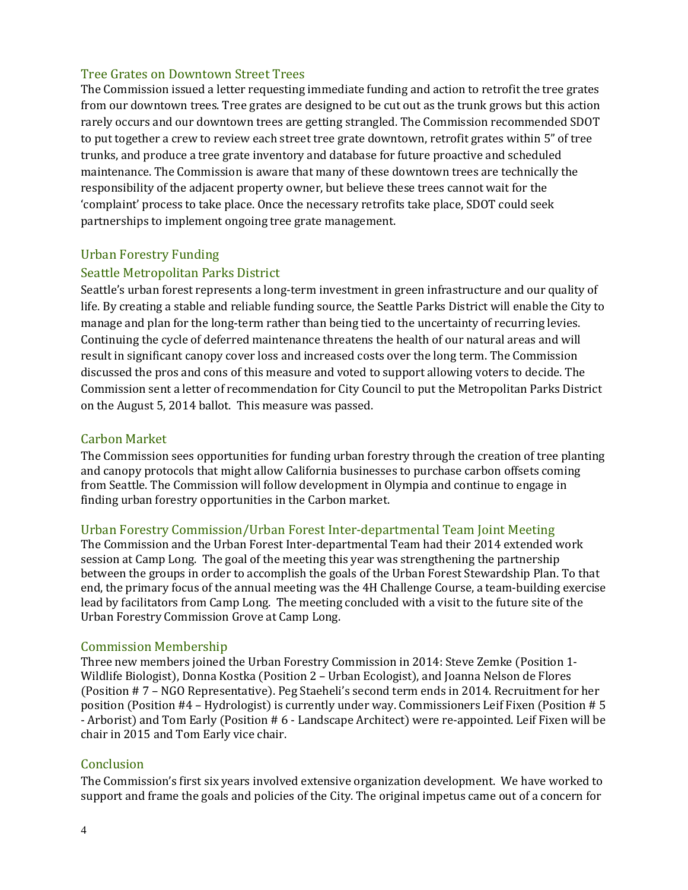## Tree Grates on Downtown Street Trees

The Commission issued a letter requesting immediate funding and action to retrofit the tree grates from our downtown trees. Tree grates are designed to be cut out as the trunk grows but this action rarely occurs and our downtown trees are getting strangled. The Commission recommended SDOT to put together a crew to review each street tree grate downtown, retrofit grates within 5" of tree trunks, and produce a tree grate inventory and database for future proactive and scheduled maintenance. The Commission is aware that many of these downtown trees are technically the responsibility of the adjacent property owner, but believe these trees cannot wait for the 'complaint' process to take place. Once the necessary retrofits take place, SDOT could seek partnerships to implement ongoing tree grate management.

## Urban Forestry Funding

## Seattle Metropolitan Parks District

Seattle's urban forest represents a long-term investment in green infrastructure and our quality of life. By creating a stable and reliable funding source, the Seattle Parks District will enable the City to manage and plan for the long-term rather than being tied to the uncertainty of recurring levies. Continuing the cycle of deferred maintenance threatens the health of our natural areas and will result in significant canopy cover loss and increased costs over the long term. The Commission discussed the pros and cons of this measure and voted to support allowing voters to decide. The Commission sent a letter of recommendation for City Council to put the Metropolitan Parks District on the August 5, 2014 ballot. This measure was passed.

## Carbon Market

The Commission sees opportunities for funding urban forestry through the creation of tree planting and canopy protocols that might allow California businesses to purchase carbon offsets coming from Seattle. The Commission will follow development in Olympia and continue to engage in finding urban forestry opportunities in the Carbon market.

## Urban Forestry Commission/Urban Forest Inter-departmental Team Joint Meeting

The Commission and the Urban Forest Inter-departmental Team had their 2014 extended work session at Camp Long. The goal of the meeting this year was strengthening the partnership between the groups in order to accomplish the goals of the Urban Forest Stewardship Plan. To that end, the primary focus of the annual meeting was the 4H Challenge Course, a team-building exercise lead by facilitators from Camp Long. The meeting concluded with a visit to the future site of the Urban Forestry Commission Grove at Camp Long.

## Commission Membership

Three new members joined the Urban Forestry Commission in 2014: Steve Zemke (Position 1- Wildlife Biologist), Donna Kostka (Position 2 – Urban Ecologist), and Joanna Nelson de Flores (Position # 7 – NGO Representative). Peg Staeheli's second term ends in 2014. Recruitment for her position (Position #4 – Hydrologist) is currently under way. Commissioners Leif Fixen (Position # 5 - Arborist) and Tom Early (Position # 6 - Landscape Architect) were re-appointed. Leif Fixen will be chair in 2015 and Tom Early vice chair.

## Conclusion

The Commission's first six years involved extensive organization development. We have worked to support and frame the goals and policies of the City. The original impetus came out of a concern for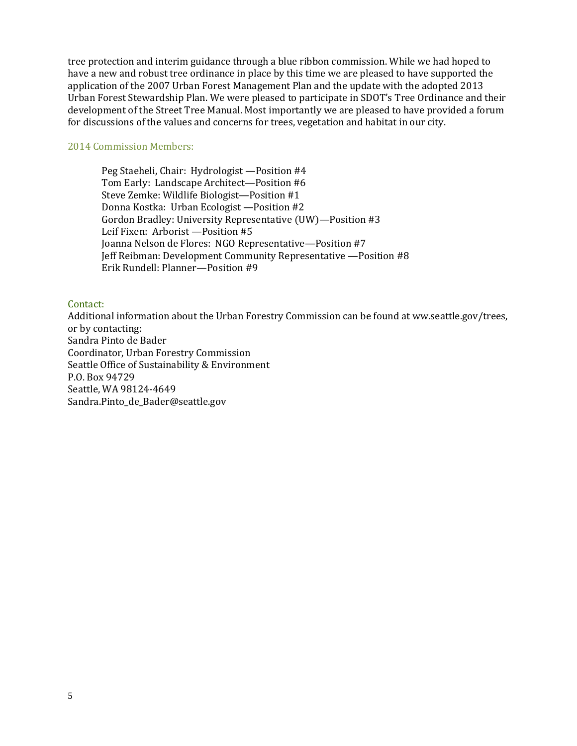tree protection and interim guidance through a blue ribbon commission. While we had hoped to have a new and robust tree ordinance in place by this time we are pleased to have supported the application of the 2007 Urban Forest Management Plan and the update with the adopted 2013 Urban Forest Stewardship Plan. We were pleased to participate in SDOT's Tree Ordinance and their development of the Street Tree Manual. Most importantly we are pleased to have provided a forum for discussions of the values and concerns for trees, vegetation and habitat in our city.

## 2014 Commission Members:

Peg Staeheli, Chair: Hydrologist —Position #4
Tom Early: Landscape Architect—Position #6
Steve Zemke: Wildlife Biologist—Position #1
Donna Kostka: Urban Ecologist —Position #2
Gordon Bradley: University Representative (UW)—Position #3
Leif Fixen: Arborist —Position #5
Joanna Nelson de Flores: NGO Representative—Position #7
Jeff Reibman: Development Community Representative —Position #8
Erik Rundell: Planner—Position #9

## Contact:

Additional information about the Urban Forestry Commission can be found at ww.seattle.gov/trees, or by contacting:
Sandra Pinto de Bader
Coordinator, Urban Forestry Commission
Seattle Office of Sustainability & Environment
P.O. Box 94729
Seattle, WA 98124-4649
Sandra.Pinto_de_Bader@seattle.gov